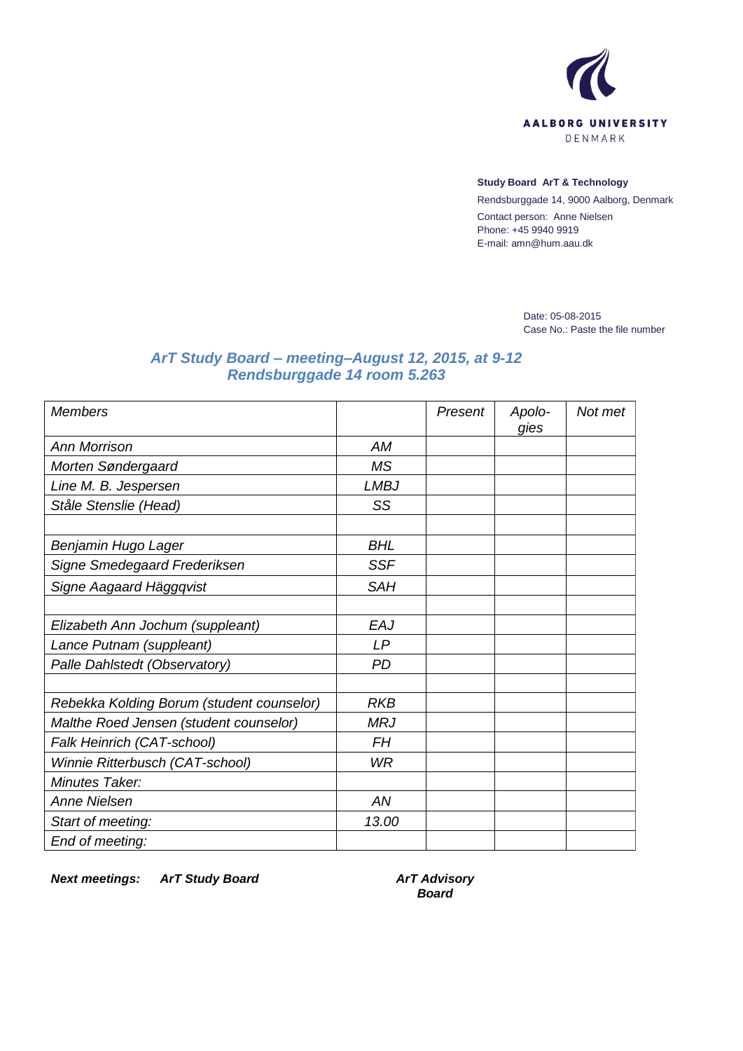AALBORG UNIVERSITY
DENMARK

**Study Board ArT & Technology**

Rendsburggade 14, 9000 Aalborg, Denmark

Contact person: Anne Nielsen
Phone: +45 9940 9919
E-mail: amn@hum.aau.dk

Date: 05-08-2015
Case No.: Paste the file number

## *ArT Study Board – meeting–August 12, 2015, at 9-12*
## *Rendsburggade 14 room 5.263*

| *Members* | | *Present* | *Apolo-gies* | *Not met* |
|---|---|---|---|---|
| *Ann Morrison* | *AM* | | | |
| *Morten Søndergaard* | *MS* | | | |
| *Line M. B. Jespersen* | *LMBJ* | | | |
| *Ståle Stenslie (Head)* | *SS* | | | |
| | | | | |
| *Benjamin Hugo Lager* | *BHL* | | | |
| *Signe Smedegaard Frederiksen* | *SSF* | | | |
| *Signe Aagaard Häggqvist* | *SAH* | | | |
| | | | | |
| *Elizabeth Ann Jochum (suppleant)* | *EAJ* | | | |
| *Lance Putnam (suppleant)* | *LP* | | | |
| *Palle Dahlstedt (Observatory)* | *PD* | | | |
| | | | | |
| *Rebekka Kolding Borum (student counselor)* | *RKB* | | | |
| *Malthe Roed Jensen (student counselor)* | *MRJ* | | | |
| *Falk Heinrich (CAT-school)* | *FH* | | | |
| *Winnie Ritterbusch (CAT-school)* | *WR* | | | |
| *Minutes Taker:* | | | | |
| *Anne Nielsen* | *AN* | | | |
| *Start of meeting:* | *13.00* | | | |
| *End of meeting:* | | | | |

***Next meetings:*** ***ArT Study Board*** ***ArT Advisory Board***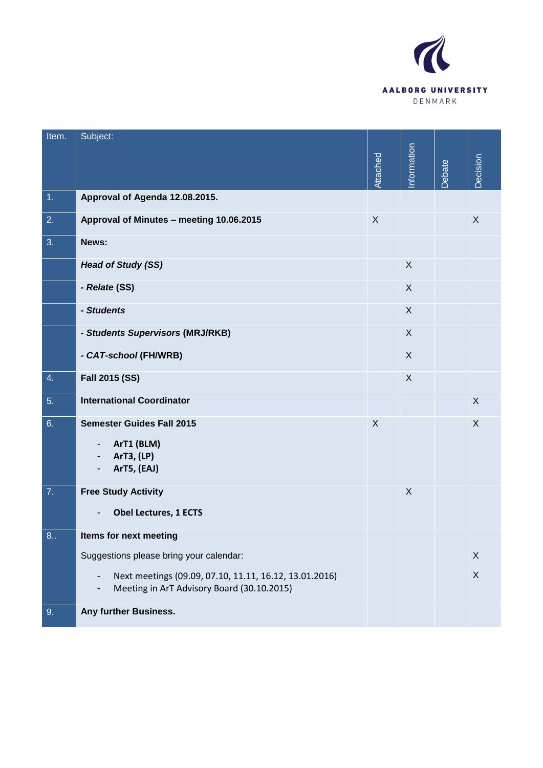AALBORG UNIVERSITY
DENMARK

| Item. | Subject: | Attached | Information | Debate | Decision |
|---|---|---|---|---|---|
| 1. | **Approval of Agenda 12.08.2015.** | | | | |
| 2. | **Approval of Minutes – meeting 10.06.2015** | X | | | X |
| 3. | **News:** | | | | |
| | ***Head of Study (SS)*** | | X | | |
| | ***- Relate* (SS)** | | X | | |
| | ***- Students*** | | X | | |
| | ***- Students Supervisors* (MRJ/RKB)**<br><br>***- CAT-school* (FH/WRB)** | | X<br><br>X | | |
| 4. | **Fall 2015 (SS)** | | X | | |
| 5. | **International Coordinator** | | | | X |
| 6. | **Semester Guides Fall 2015**<br>- **ArT1 (BLM)**<br>- **ArT3, (LP)**<br>- **ArT5, (EAJ)** | X | | | X |
| 7. | **Free Study Activity**<br>- **Obel Lectures, 1 ECTS** | | X | | |
| 8.. | **Items for next meeting**<br>Suggestions please bring your calendar:<br>- Next meetings (09.09, 07.10, 11.11, 16.12, 13.01.2016)<br>- Meeting in ArT Advisory Board (30.10.2015) | | | | <br>X<br>X |
| 9. | **Any further Business.** | | | | |